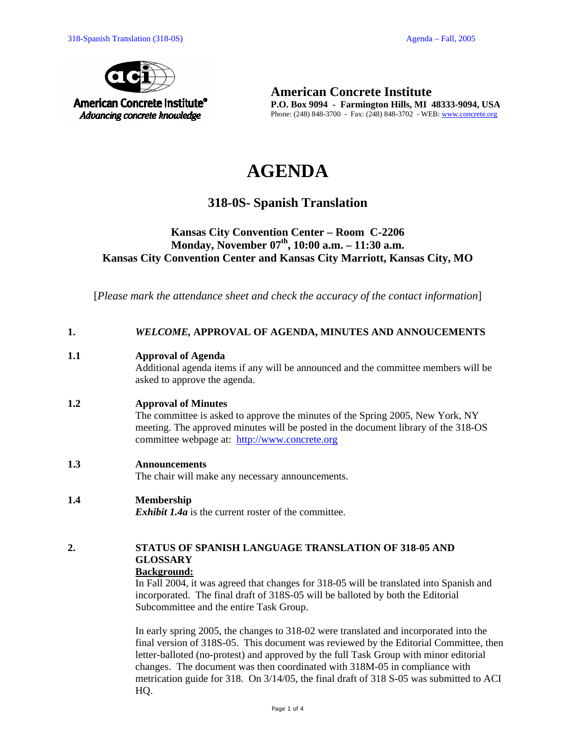**American Concrete Institute**
**P.O. Box 9094 - Farmington Hills, MI 48333-9094, USA**
Phone: (248) 848-3700 - Fax: (248) 848-3702 - WEB: www.concrete.org

# AGENDA

## 318-0S- Spanish Translation

### Kansas City Convention Center – Room C-2206
### Monday, November 07th, 10:00 a.m. – 11:30 a.m.
### Kansas City Convention Center and Kansas City Marriott, Kansas City, MO

[*Please mark the attendance sheet and check the accuracy of the contact information*]

**1. *WELCOME*, APPROVAL OF AGENDA, MINUTES AND ANNOUCEMENTS**

**1.1 Approval of Agenda**
Additional agenda items if any will be announced and the committee members will be asked to approve the agenda.

**1.2 Approval of Minutes**
The committee is asked to approve the minutes of the Spring 2005, New York, NY meeting. The approved minutes will be posted in the document library of the 318-OS committee webpage at: http://www.concrete.org

**1.3 Announcements**
The chair will make any necessary announcements.

**1.4 Membership**
***Exhibit 1.4a*** is the current roster of the committee.

**2. STATUS OF SPANISH LANGUAGE TRANSLATION OF 318-05 AND GLOSSARY**

**Background:**

In Fall 2004, it was agreed that changes for 318-05 will be translated into Spanish and incorporated. The final draft of 318S-05 will be balloted by both the Editorial Subcommittee and the entire Task Group.

In early spring 2005, the changes to 318-02 were translated and incorporated into the final version of 318S-05. This document was reviewed by the Editorial Committee, then letter-balloted (no-protest) and approved by the full Task Group with minor editorial changes. The document was then coordinated with 318M-05 in compliance with metrication guide for 318. On 3/14/05, the final draft of 318 S-05 was submitted to ACI HQ.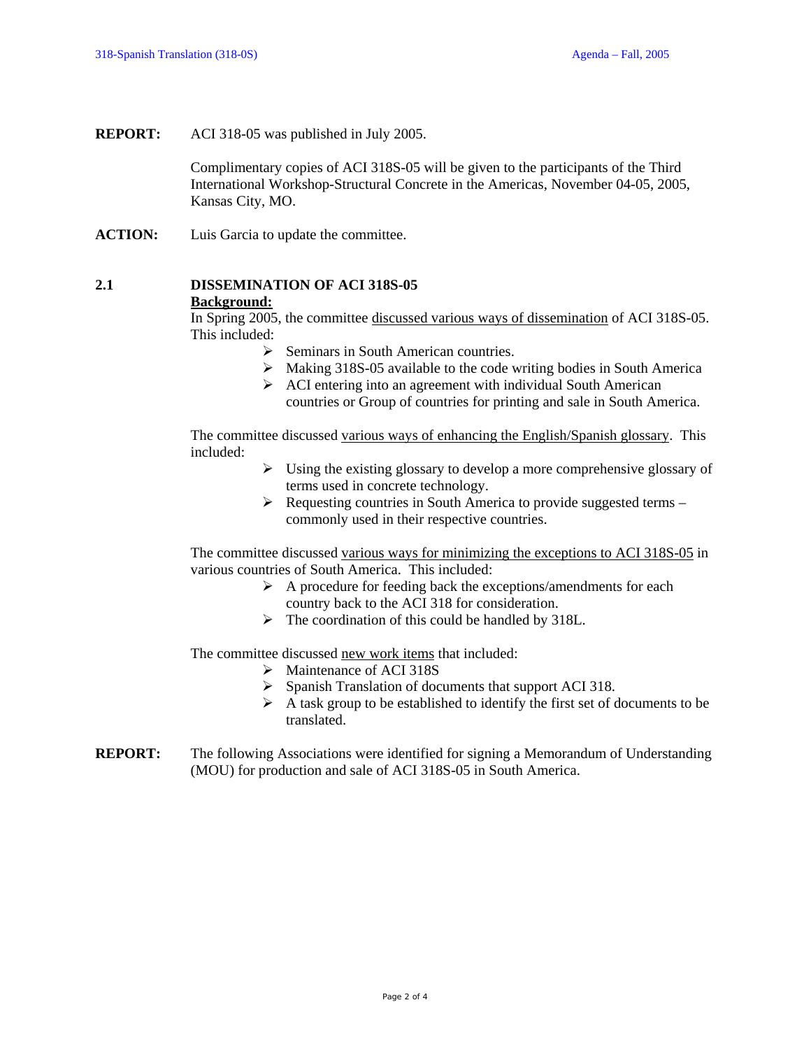**REPORT:** ACI 318-05 was published in July 2005.

Complimentary copies of ACI 318S-05 will be given to the participants of the Third International Workshop-Structural Concrete in the Americas, November 04-05, 2005, Kansas City, MO.

**ACTION:** Luis Garcia to update the committee.

## 2.1 DISSEMINATION OF ACI 318S-05

**Background:**

In Spring 2005, the committee discussed various ways of dissemination of ACI 318S-05. This included:

- Seminars in South American countries.
- Making 318S-05 available to the code writing bodies in South America
- ACI entering into an agreement with individual South American countries or Group of countries for printing and sale in South America.

The committee discussed various ways of enhancing the English/Spanish glossary. This included:

- Using the existing glossary to develop a more comprehensive glossary of terms used in concrete technology.
- Requesting countries in South America to provide suggested terms – commonly used in their respective countries.

The committee discussed various ways for minimizing the exceptions to ACI 318S-05 in various countries of South America. This included:

- A procedure for feeding back the exceptions/amendments for each country back to the ACI 318 for consideration.
- The coordination of this could be handled by 318L.

The committee discussed new work items that included:

- Maintenance of ACI 318S
- Spanish Translation of documents that support ACI 318.
- A task group to be established to identify the first set of documents to be translated.

**REPORT:** The following Associations were identified for signing a Memorandum of Understanding (MOU) for production and sale of ACI 318S-05 in South America.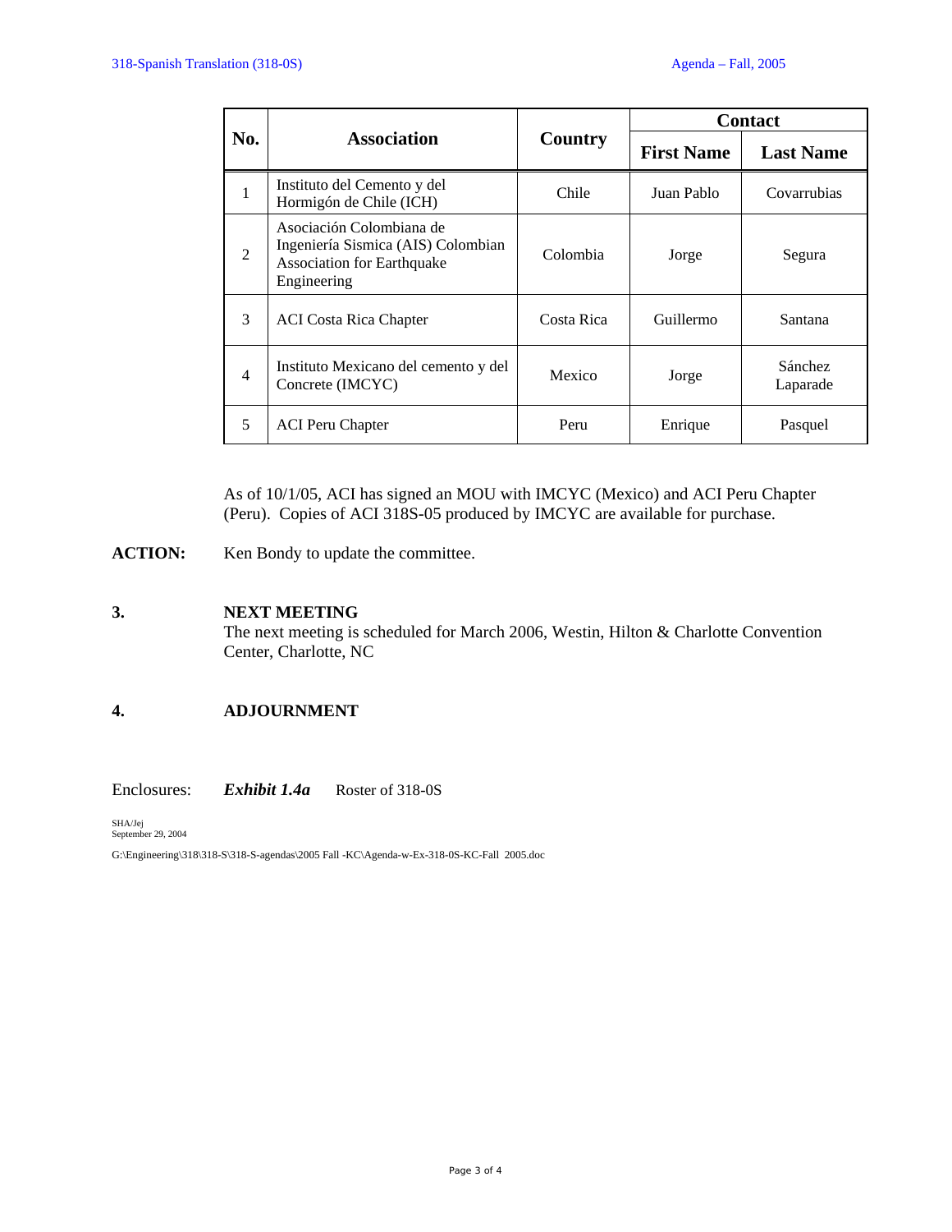| No. | Association | Country | Contact | |
|---|---|---|---|---|
| | | | First Name | Last Name |
| 1 | Instituto del Cemento y del Hormigón de Chile (ICH) | Chile | Juan Pablo | Covarrubias |
| 2 | Asociación Colombiana de Ingeniería Sismica (AIS) Colombian Association for Earthquake Engineering | Colombia | Jorge | Segura |
| 3 | ACI Costa Rica Chapter | Costa Rica | Guillermo | Santana |
| 4 | Instituto Mexicano del cemento y del Concrete (IMCYC) | Mexico | Jorge | Sánchez Laparade |
| 5 | ACI Peru Chapter | Peru | Enrique | Pasquel |

As of 10/1/05, ACI has signed an MOU with IMCYC (Mexico) and ACI Peru Chapter (Peru). Copies of ACI 318S-05 produced by IMCYC are available for purchase.

**ACTION:** Ken Bondy to update the committee.

## 3. NEXT MEETING

The next meeting is scheduled for March 2006, Westin, Hilton & Charlotte Convention Center, Charlotte, NC

## 4. ADJOURNMENT

Enclosures: ***Exhibit 1.4a*** Roster of 318-0S

SHA/Jej
September 29, 2004

G:\Engineering\318\318-S\318-S-agendas\2005 Fall -KC\Agenda-w-Ex-318-0S-KC-Fall 2005.doc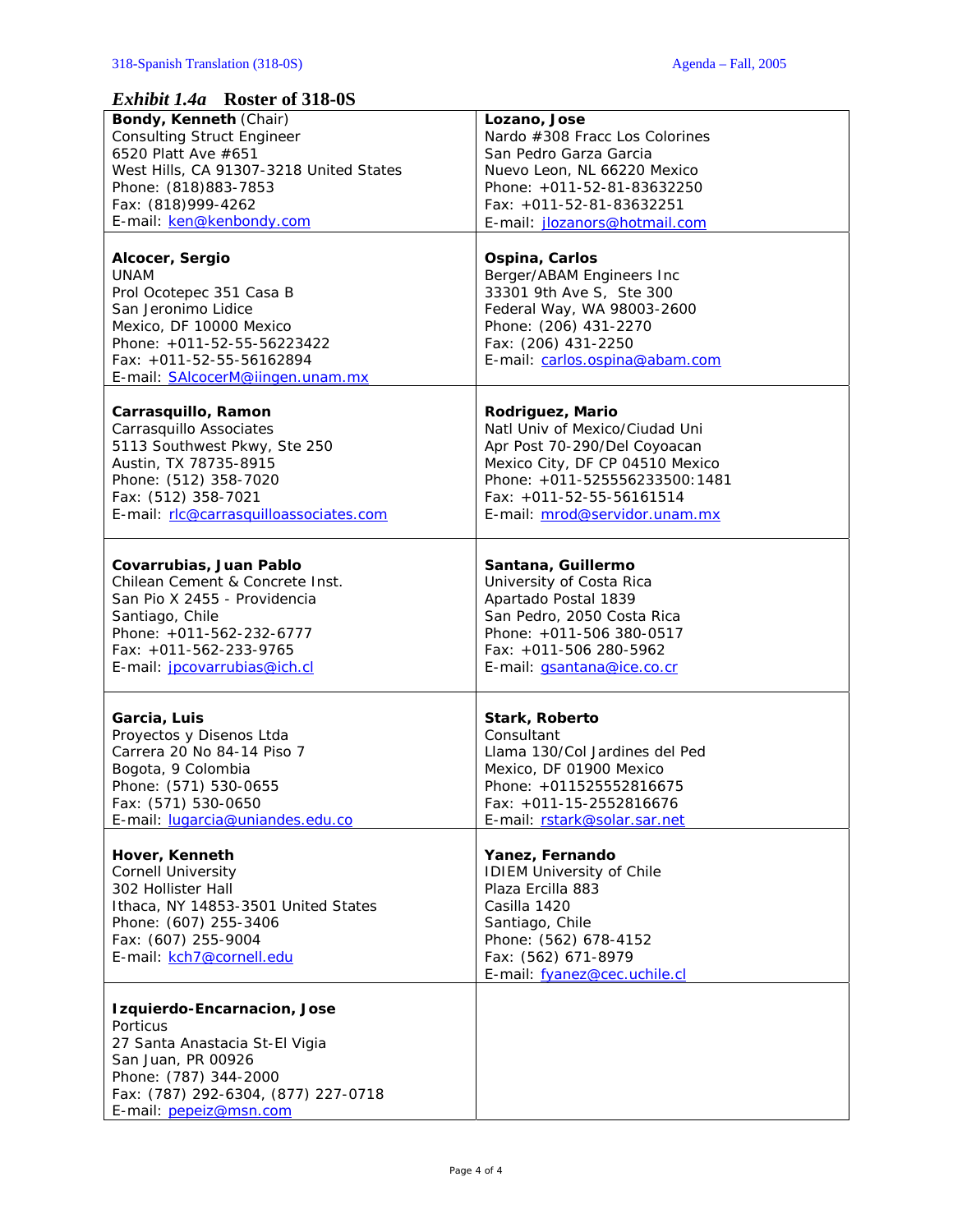### *Exhibit 1.4a* Roster of 318-0S

| | |
|---|---|
| **Bondy, Kenneth** (Chair)<br>Consulting Struct Engineer<br>6520 Platt Ave #651<br>West Hills, CA 91307-3218 United States<br>Phone: (818)883-7853<br>Fax: (818)999-4262<br>E-mail: ken@kenbondy.com | **Lozano, Jose**<br>Nardo #308 Fracc Los Colorines<br>San Pedro Garza Garcia<br>Nuevo Leon, NL 66220 Mexico<br>Phone: +011-52-81-83632250<br>Fax: +011-52-81-83632251<br>E-mail: jlozanors@hotmail.com |
| **Alcocer, Sergio**<br>UNAM<br>Prol Ocotepec 351 Casa B<br>San Jeronimo Lidice<br>Mexico, DF 10000 Mexico<br>Phone: +011-52-55-56223422<br>Fax: +011-52-55-56162894<br>E-mail: SAlcocerM@iingen.unam.mx | **Ospina, Carlos**<br>Berger/ABAM Engineers Inc<br>33301 9th Ave S, Ste 300<br>Federal Way, WA 98003-2600<br>Phone: (206) 431-2270<br>Fax: (206) 431-2250<br>E-mail: carlos.ospina@abam.com |
| **Carrasquillo, Ramon**<br>Carrasquillo Associates<br>5113 Southwest Pkwy, Ste 250<br>Austin, TX 78735-8915<br>Phone: (512) 358-7020<br>Fax: (512) 358-7021<br>E-mail: rlc@carrasquilloassociates.com | **Rodriguez, Mario**<br>Natl Univ of Mexico/Ciudad Uni<br>Apr Post 70-290/Del Coyoacan<br>Mexico City, DF CP 04510 Mexico<br>Phone: +011-525556233500:1481<br>Fax: +011-52-55-56161514<br>E-mail: mrod@servidor.unam.mx |
| **Covarrubias, Juan Pablo**<br>Chilean Cement & Concrete Inst.<br>San Pio X 2455 - Providencia<br>Santiago, Chile<br>Phone: +011-562-232-6777<br>Fax: +011-562-233-9765<br>E-mail: jpcovarrubias@ich.cl | **Santana, Guillermo**<br>University of Costa Rica<br>Apartado Postal 1839<br>San Pedro, 2050 Costa Rica<br>Phone: +011-506 380-0517<br>Fax: +011-506 280-5962<br>E-mail: gsantana@ice.co.cr |
| **Garcia, Luis**<br>Proyectos y Disenos Ltda<br>Carrera 20 No 84-14 Piso 7<br>Bogota, 9 Colombia<br>Phone: (571) 530-0655<br>Fax: (571) 530-0650<br>E-mail: lugarcia@uniandes.edu.co | **Stark, Roberto**<br>Consultant<br>Llama 130/Col Jardines del Ped<br>Mexico, DF 01900 Mexico<br>Phone: +011525552816675<br>Fax: +011-15-2552816676<br>E-mail: rstark@solar.sar.net |
| **Hover, Kenneth**<br>Cornell University<br>302 Hollister Hall<br>Ithaca, NY 14853-3501 United States<br>Phone: (607) 255-3406<br>Fax: (607) 255-9004<br>E-mail: kch7@cornell.edu | **Yanez, Fernando**<br>IDIEM University of Chile<br>Plaza Ercilla 883<br>Casilla 1420<br>Santiago, Chile<br>Phone: (562) 678-4152<br>Fax: (562) 671-8979<br>E-mail: fyanez@cec.uchile.cl |
| **Izquierdo-Encarnacion, Jose**<br>Porticus<br>27 Santa Anastacia St-El Vigia<br>San Juan, PR 00926<br>Phone: (787) 344-2000<br>Fax: (787) 292-6304, (877) 227-0718<br>E-mail: pepeiz@msn.com | |